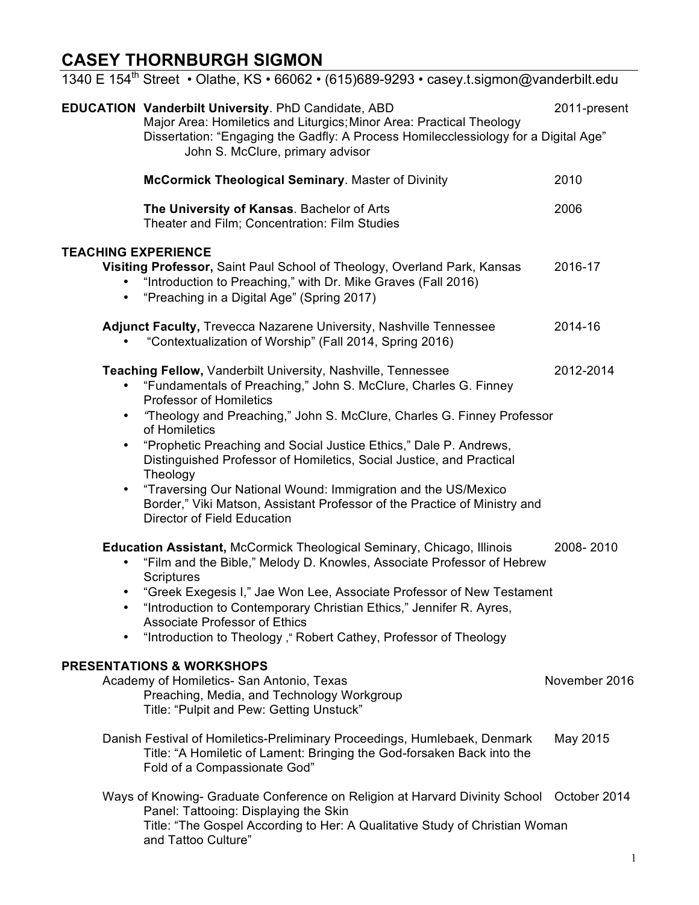# CASEY THORNBURGH SIGMON

1340 E 154th Street • Olathe, KS • 66062 • (615)689-9293 • casey.t.sigmon@vanderbilt.edu

## EDUCATION

**Vanderbilt University**. PhD Candidate, ABD — 2011-present
Major Area: Homiletics and Liturgics; Minor Area: Practical Theology
Dissertation: "Engaging the Gadfly: A Process Homilecclessiology for a Digital Age"
John S. McClure, primary advisor

**McCormick Theological Seminary**. Master of Divinity — 2010

**The University of Kansas**. Bachelor of Arts — 2006
Theater and Film; Concentration: Film Studies

## TEACHING EXPERIENCE

**Visiting Professor,** Saint Paul School of Theology, Overland Park, Kansas — 2016-17

- "Introduction to Preaching," with Dr. Mike Graves (Fall 2016)
- "Preaching in a Digital Age" (Spring 2017)

**Adjunct Faculty,** Trevecca Nazarene University, Nashville Tennessee — 2014-16

- "Contextualization of Worship" (Fall 2014, Spring 2016)

**Teaching Fellow,** Vanderbilt University, Nashville, Tennessee — 2012-2014

- "Fundamentals of Preaching," John S. McClure, Charles G. Finney Professor of Homiletics
- "Theology and Preaching," John S. McClure, Charles G. Finney Professor of Homiletics
- "Prophetic Preaching and Social Justice Ethics," Dale P. Andrews, Distinguished Professor of Homiletics, Social Justice, and Practical Theology
- "Traversing Our National Wound: Immigration and the US/Mexico Border," Viki Matson, Assistant Professor of the Practice of Ministry and Director of Field Education

**Education Assistant,** McCormick Theological Seminary, Chicago, Illinois — 2008- 2010

- "Film and the Bible," Melody D. Knowles, Associate Professor of Hebrew Scriptures
- "Greek Exegesis I," Jae Won Lee, Associate Professor of New Testament
- "Introduction to Contemporary Christian Ethics," Jennifer R. Ayres, Associate Professor of Ethics
- "Introduction to Theology ," Robert Cathey, Professor of Theology

## PRESENTATIONS & WORKSHOPS

Academy of Homiletics- San Antonio, Texas — November 2016
Preaching, Media, and Technology Workgroup
Title: "Pulpit and Pew: Getting Unstuck"

Danish Festival of Homiletics-Preliminary Proceedings, Humlebaek, Denmark — May 2015
Title: "A Homiletic of Lament: Bringing the God-forsaken Back into the Fold of a Compassionate God"

Ways of Knowing- Graduate Conference on Religion at Harvard Divinity School — October 2014
Panel: Tattooing: Displaying the Skin
Title: "The Gospel According to Her: A Qualitative Study of Christian Woman and Tattoo Culture"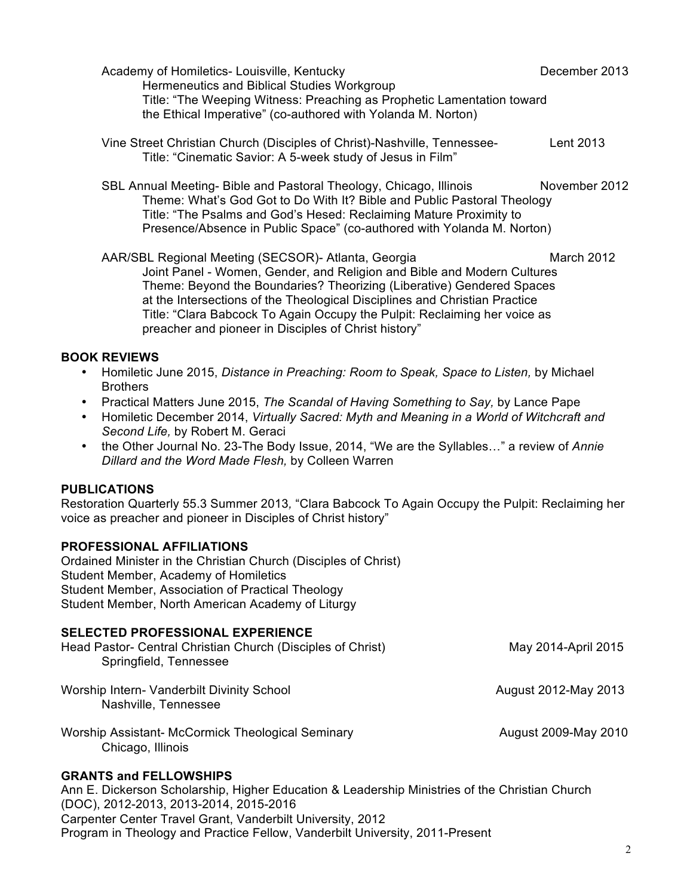Academy of Homiletics- Louisville, Kentucky December 2013
Hermeneutics and Biblical Studies Workgroup
Title: "The Weeping Witness: Preaching as Prophetic Lamentation toward the Ethical Imperative" (co-authored with Yolanda M. Norton)

Vine Street Christian Church (Disciples of Christ)-Nashville, Tennessee- Lent 2013
Title: "Cinematic Savior: A 5-week study of Jesus in Film"

SBL Annual Meeting- Bible and Pastoral Theology, Chicago, Illinois November 2012
Theme: What's God Got to Do With It? Bible and Public Pastoral Theology
Title: "The Psalms and God's Hesed: Reclaiming Mature Proximity to Presence/Absence in Public Space" (co-authored with Yolanda M. Norton)

AAR/SBL Regional Meeting (SECSOR)- Atlanta, Georgia March 2012
Joint Panel - Women, Gender, and Religion and Bible and Modern Cultures
Theme: Beyond the Boundaries? Theorizing (Liberative) Gendered Spaces at the Intersections of the Theological Disciplines and Christian Practice
Title: "Clara Babcock To Again Occupy the Pulpit: Reclaiming her voice as preacher and pioneer in Disciples of Christ history"

**BOOK REVIEWS**

- Homiletic June 2015, *Distance in Preaching: Room to Speak, Space to Listen,* by Michael Brothers
- Practical Matters June 2015, *The Scandal of Having Something to Say,* by Lance Pape
- Homiletic December 2014, *Virtually Sacred: Myth and Meaning in a World of Witchcraft and Second Life,* by Robert M. Geraci
- the Other Journal No. 23-The Body Issue, 2014, "We are the Syllables…" a review of *Annie Dillard and the Word Made Flesh,* by Colleen Warren

**PUBLICATIONS**

Restoration Quarterly 55.3 Summer 2013, "Clara Babcock To Again Occupy the Pulpit: Reclaiming her voice as preacher and pioneer in Disciples of Christ history"

**PROFESSIONAL AFFILIATIONS**

Ordained Minister in the Christian Church (Disciples of Christ)
Student Member, Academy of Homiletics
Student Member, Association of Practical Theology
Student Member, North American Academy of Liturgy

**SELECTED PROFESSIONAL EXPERIENCE**

Head Pastor- Central Christian Church (Disciples of Christ) May 2014-April 2015
Springfield, Tennessee

Worship Intern- Vanderbilt Divinity School August 2012-May 2013
Nashville, Tennessee

Worship Assistant- McCormick Theological Seminary August 2009-May 2010
Chicago, Illinois

**GRANTS and FELLOWSHIPS**

Ann E. Dickerson Scholarship, Higher Education & Leadership Ministries of the Christian Church (DOC), 2012-2013, 2013-2014, 2015-2016
Carpenter Center Travel Grant, Vanderbilt University, 2012
Program in Theology and Practice Fellow, Vanderbilt University, 2011-Present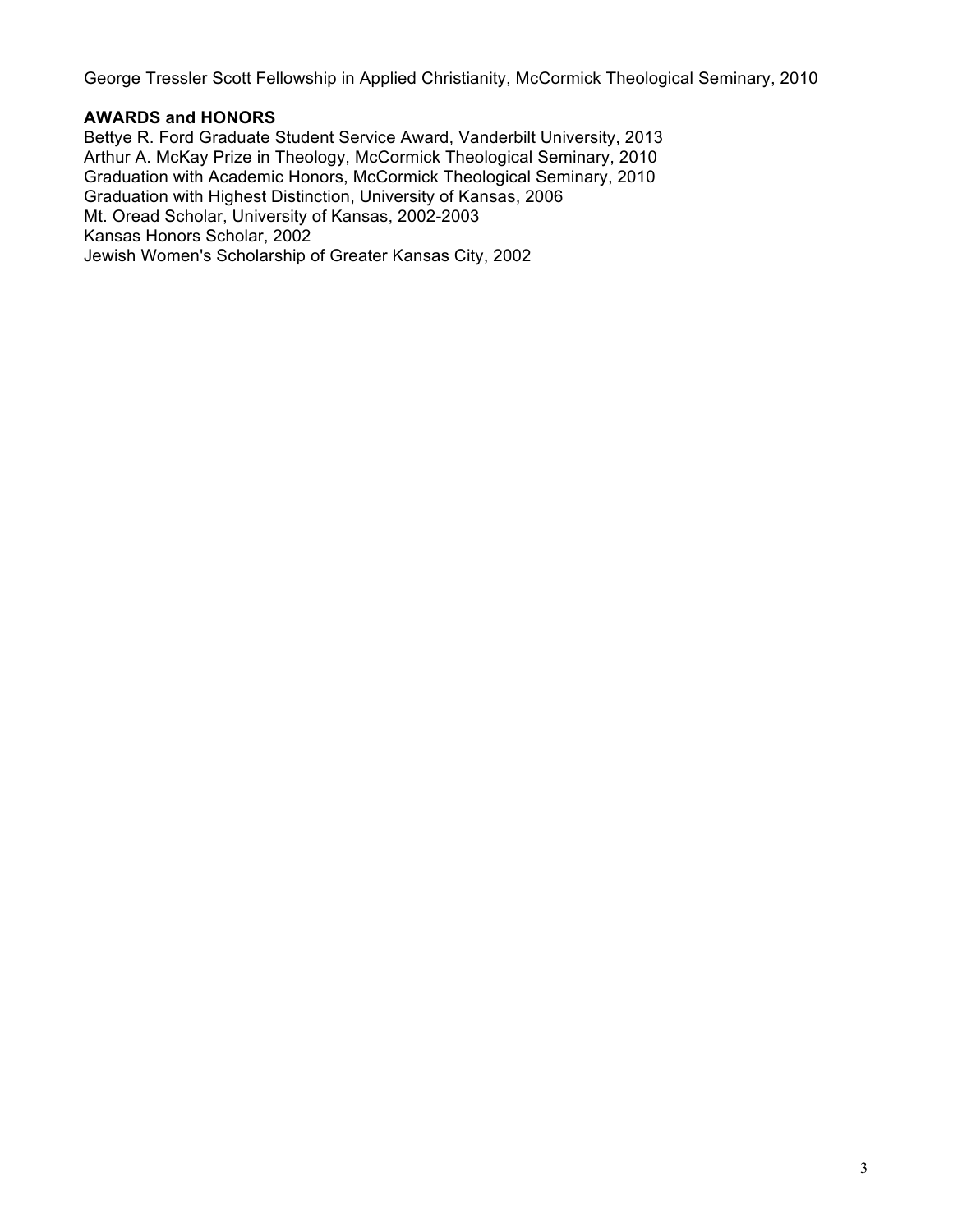George Tressler Scott Fellowship in Applied Christianity, McCormick Theological Seminary, 2010

**AWARDS and HONORS**

Bettye R. Ford Graduate Student Service Award, Vanderbilt University, 2013
Arthur A. McKay Prize in Theology, McCormick Theological Seminary, 2010
Graduation with Academic Honors, McCormick Theological Seminary, 2010
Graduation with Highest Distinction, University of Kansas, 2006
Mt. Oread Scholar, University of Kansas, 2002-2003
Kansas Honors Scholar, 2002
Jewish Women's Scholarship of Greater Kansas City, 2002